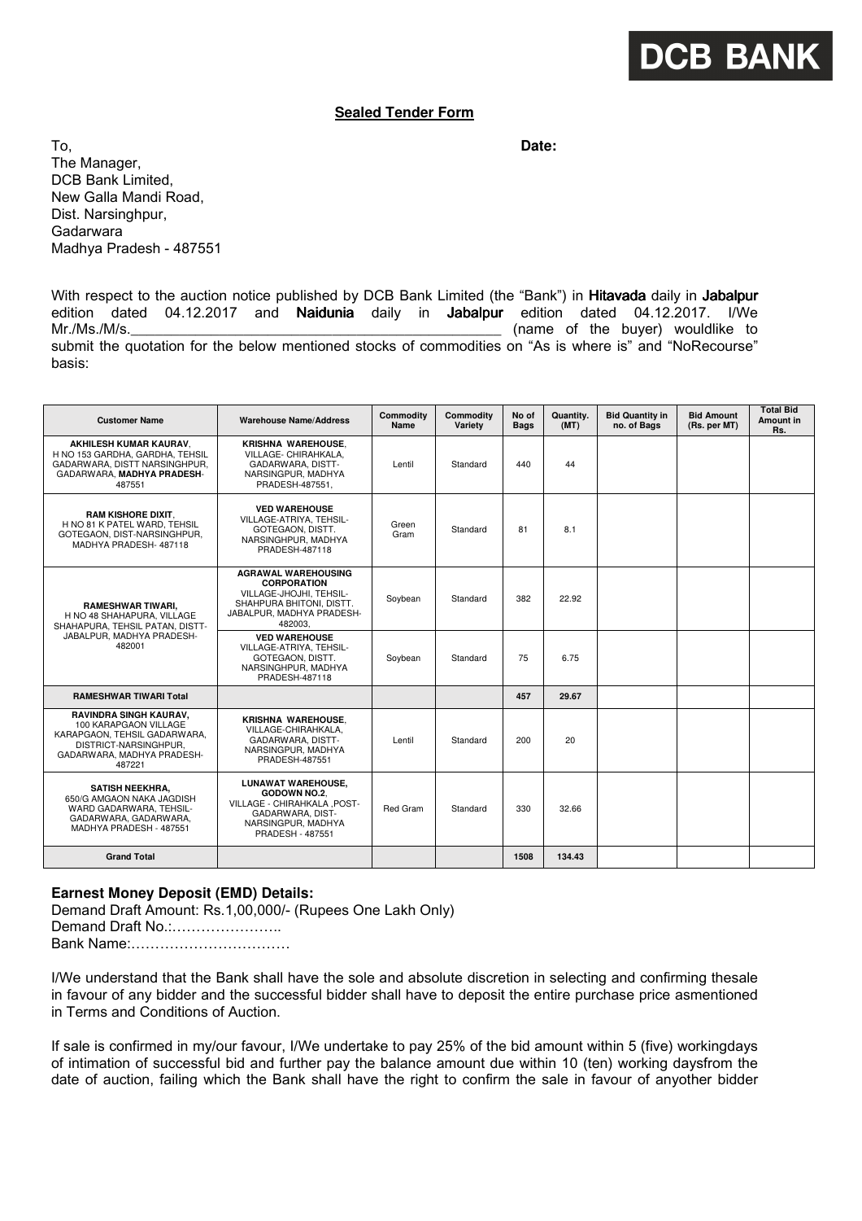DCB BANK

**Sealed Tender Form**

To,

The Manager,
DCB Bank Limited,
New Galla Mandi Road,
Dist. Narsinghpur,
Gadarwara
Madhya Pradesh - 487551

**Date:**

With respect to the auction notice published by DCB Bank Limited (the "Bank") in **Hitavada** daily in **Jabalpur** edition dated 04.12.2017 and **Naidunia** daily in **Jabalpur** edition dated 04.12.2017. I/We Mr./Ms./M/s.\_\_\_\_\_\_\_\_\_\_\_\_\_\_\_\_\_\_\_\_\_\_\_\_\_\_\_\_\_\_\_\_\_\_\_\_\_\_\_\_\_\_\_\_\_\_\_\_ (name of the buyer) wouldlike to submit the quotation for the below mentioned stocks of commodities on "As is where is" and "NoRecourse" basis:

| Customer Name | Warehouse Name/Address | Commodity Name | Commodity Variety | No of Bags | Quantity. (MT) | Bid Quantity in no. of Bags | Bid Amount (Rs. per MT) | Total Bid Amount in Rs. |
|---|---|---|---|---|---|---|---|---|
| **AKHILESH KUMAR KAURAV**, H NO 153 GARDHA, GARDHA, TEHSIL GADARWARA, DISTT NARSINGHPUR, GADARWARA, **MADHYA PRADESH**-487551 | **KRISHNA WAREHOUSE**, VILLAGE- CHIRAHKALA, GADARWARA, DISTT-NARSINGPUR, MADHYA PRADESH-487551, | Lentil | Standard | 440 | 44 | | | |
| **RAM KISHORE DIXIT**, H NO 81 K PATEL WARD, TEHSIL GOTEGAON, DIST-NARSINGHPUR, MADHYA PRADESH- 487118 | **VED WAREHOUSE** VILLAGE-ATRIYA, TEHSIL-GOTEGAON, DISTT. NARSINGHPUR, MADHYA PRADESH-487118 | Green Gram | Standard | 81 | 8.1 | | | |
| **RAMESHWAR TIWARI**, H NO 48 SHAHAPURA, VILLAGE SHAHAPURA, TEHSIL PATAN, DISTT-JABALPUR, MADHYA PRADESH-482001 | **AGRAWAL WAREHOUSING CORPORATION** VILLAGE-JHOJHI, TEHSIL-SHAHPURA BHITONI, DISTT. JABALPUR, MADHYA PRADESH-482003, | Soybean | Standard | 382 | 22.92 | | | |
| | **VED WAREHOUSE** VILLAGE-ATRIYA, TEHSIL-GOTEGAON, DISTT. NARSINGHPUR, MADHYA PRADESH-487118 | Soybean | Standard | 75 | 6.75 | | | |
| **RAMESHWAR TIWARI Total** | | | | **457** | **29.67** | | | |
| **RAVINDRA SINGH KAURAV**, 100 KARAPGAON VILLAGE KARAPGAON, TEHSIL GADARWARA, DISTRICT-NARSINGHPUR, GADARWARA, MADHYA PRADESH-487221 | **KRISHNA WAREHOUSE**, VILLAGE-CHIRAHKALA, GADARWARA, DISTT-NARSINGPUR, MADHYA PRADESH-487551 | Lentil | Standard | 200 | 20 | | | |
| **SATISH NEEKHRA**, 650/G AMGAON NAKA JAGDISH WARD GADARWARA, TEHSIL-GADARWARA, GADARWARA, MADHYA PRADESH - 487551 | **LUNAWAT WAREHOUSE, GODOWN NO.2**, VILLAGE - CHIRAHKALA ,POST-GADARWARA, DIST-NARSINGPUR, MADHYA PRADESH - 487551 | Red Gram | Standard | 330 | 32.66 | | | |
| **Grand Total** | | | | **1508** | **134.43** | | | |

**Earnest Money Deposit (EMD) Details:**

Demand Draft Amount: Rs.1,00,000/- (Rupees One Lakh Only)
Demand Draft No.:…………………..
Bank Name:……………………………

I/We understand that the Bank shall have the sole and absolute discretion in selecting and confirming thesale in favour of any bidder and the successful bidder shall have to deposit the entire purchase price asmentioned in Terms and Conditions of Auction.

If sale is confirmed in my/our favour, I/We undertake to pay 25% of the bid amount within 5 (five) workingdays of intimation of successful bid and further pay the balance amount due within 10 (ten) working daysfrom the date of auction, failing which the Bank shall have the right to confirm the sale in favour of anyother bidder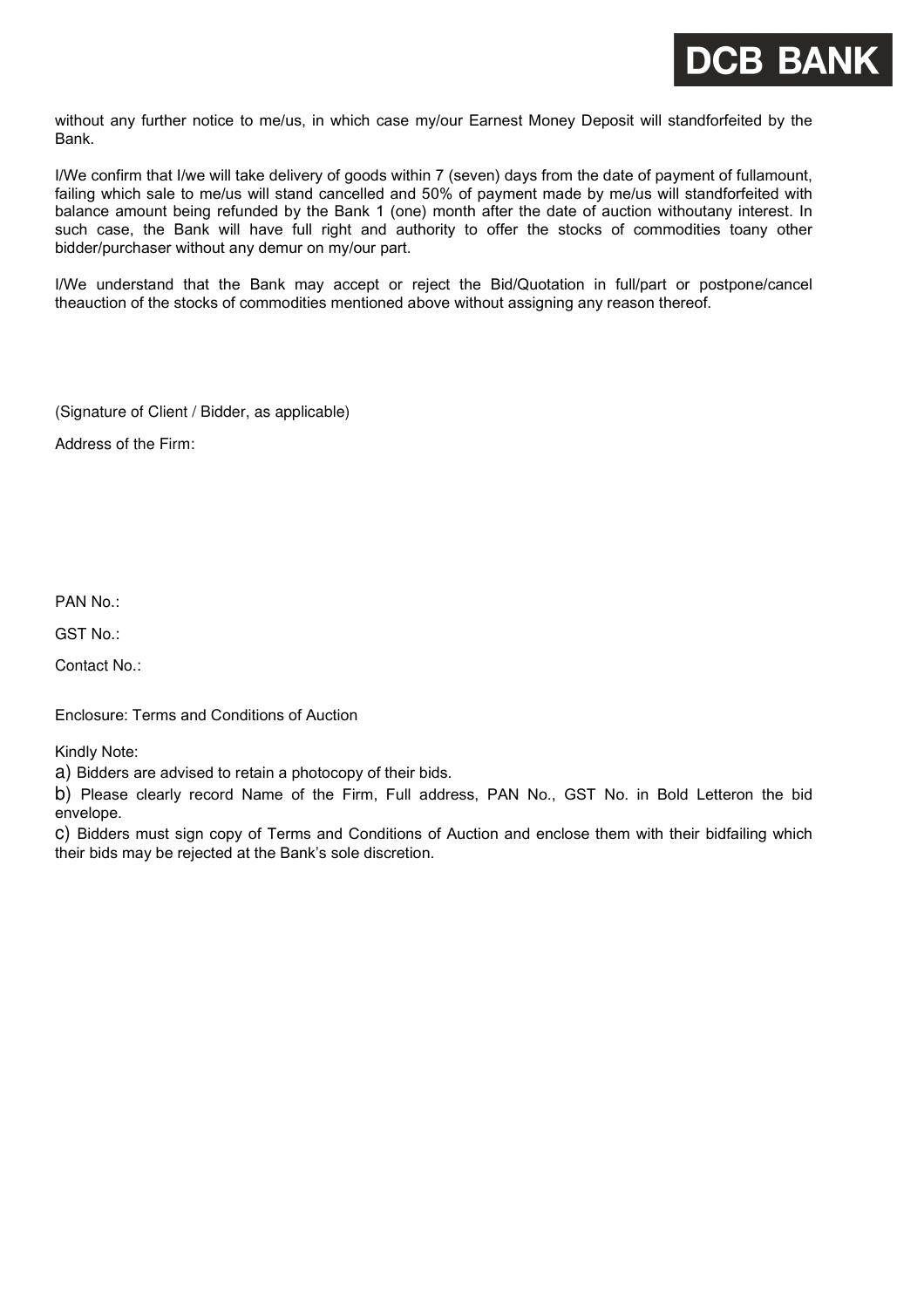without any further notice to me/us, in which case my/our Earnest Money Deposit will standforfeited by the Bank.

I/We confirm that I/we will take delivery of goods within 7 (seven) days from the date of payment of fullamount, failing which sale to me/us will stand cancelled and 50% of payment made by me/us will standforfeited with balance amount being refunded by the Bank 1 (one) month after the date of auction withoutany interest. In such case, the Bank will have full right and authority to offer the stocks of commodities toany other bidder/purchaser without any demur on my/our part.

I/We understand that the Bank may accept or reject the Bid/Quotation in full/part or postpone/cancel theauction of the stocks of commodities mentioned above without assigning any reason thereof.

(Signature of Client / Bidder, as applicable)

Address of the Firm:

PAN No.:

GST No.:

Contact No.:

Enclosure: Terms and Conditions of Auction

Kindly Note:

a) Bidders are advised to retain a photocopy of their bids.

b) Please clearly record Name of the Firm, Full address, PAN No., GST No. in Bold Letteron the bid envelope.

c) Bidders must sign copy of Terms and Conditions of Auction and enclose them with their bidfailing which their bids may be rejected at the Bank's sole discretion.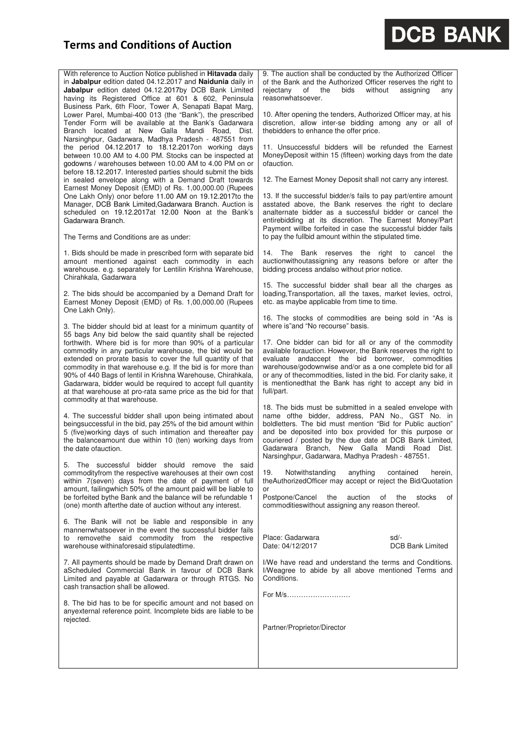# Terms and Conditions of Auction

**DCB BANK**

With reference to Auction Notice published in **Hitavada** daily in **Jabalpur** edition dated 04.12.2017 and **Naidunia** daily in **Jabalpur** edition dated 04.12.2017by DCB Bank Limited having its Registered Office at 601 & 602, Peninsula Business Park, 6th Floor, Tower A, Senapati Bapat Marg, Lower Parel, Mumbai-400 013 (the "Bank"), the prescribed Tender Form will be available at the Bank's Gadarwara Branch located at New Galla Mandi Road, Dist. Narsinghpur, Gadarwara, Madhya Pradesh - 487551 from the period 04.12.2017 to 18.12.2017on working days between 10.00 AM to 4.00 PM. Stocks can be inspected at godowns / warehouses between 10.00 AM to 4.00 PM on or before 18.12.2017. Interested parties should submit the bids in sealed envelope along with a Demand Draft towards Earnest Money Deposit (EMD) of Rs. 1,00,000.00 (Rupees One Lakh Only) onor before 11.00 AM on 19.12.2017to the Manager, DCB Bank Limited,Gadarwara Branch. Auction is scheduled on 19.12.2017at 12.00 Noon at the Bank's Gadarwara Branch.

The Terms and Conditions are as under:

1. Bids should be made in prescribed form with separate bid amount mentioned against each commodity in each warehouse. e.g. separately for Lentilin Krishna Warehouse, Chirahkala, Gadarwara

2. The bids should be accompanied by a Demand Draft for Earnest Money Deposit (EMD) of Rs. 1,00,000.00 (Rupees One Lakh Only).

3. The bidder should bid at least for a minimum quantity of 55 bags Any bid below the said quantity shall be rejected forthwith. Where bid is for more than 90% of a particular commodity in any particular warehouse, the bid would be extended on prorate basis to cover the full quantity of that commodity in that warehouse e.g. If the bid is for more than 90% of 440 Bags of lentil in Krishna Warehouse, Chirahkala, Gadarwara, bidder would be required to accept full quantity at that warehouse at pro-rata same price as the bid for that commodity at that warehouse.

4. The successful bidder shall upon being intimated about beingsuccessful in the bid, pay 25% of the bid amount within 5 (five)working days of such intimation and thereafter pay the balanceamount due within 10 (ten) working days from the date ofauction.

5. The successful bidder should remove the said commodityfrom the respective warehouses at their own cost within 7(seven) days from the date of payment of full amount, failingwhich 50% of the amount paid will be liable to be forfeited bythe Bank and the balance will be refundable 1 (one) month afterthe date of auction without any interest.

6. The Bank will not be liable and responsible in any mannerrwhatsoever in the event the successful bidder fails to removethe said commodity from the respective warehouse withinaforesaid stipulatedtime.

7. All payments should be made by Demand Draft drawn on aScheduled Commercial Bank in favour of DCB Bank Limited and payable at Gadarwara or through RTGS. No cash transaction shall be allowed.

8. The bid has to be for specific amount and not based on anyexternal reference point. Incomplete bids are liable to be rejected.

9. The auction shall be conducted by the Authorized Officer of the Bank and the Authorized Officer reserves the right to rejectany of the bids without assigning any reasonwhatsoever.

10. After opening the tenders, Authorized Officer may, at his discretion, allow inter-se bidding among any or all of thebidders to enhance the offer price.

11. Unsuccessful bidders will be refunded the Earnest MoneyDeposit within 15 (fifteen) working days from the date ofauction.

12. The Earnest Money Deposit shall not carry any interest.

13. If the successful bidder/s fails to pay part/entire amount asstated above, the Bank reserves the right to declare analternate bidder as a successful bidder or cancel the entirebidding at its discretion. The Earnest Money/Part Payment willbe forfeited in case the successful bidder fails to pay the fullbid amount within the stipulated time.

14. The Bank reserves the right to cancel the auctionwithoutassigning any reasons before or after the bidding process andalso without prior notice.

15. The successful bidder shall bear all the charges as loading,Transportation, all the taxes, market levies, octroi, etc. as maybe applicable from time to time.

16. The stocks of commodities are being sold in "As is where is"and "No recourse" basis.

17. One bidder can bid for all or any of the commodity available forauction. However, the Bank reserves the right to evaluate andaccept the bid borrower, commodities warehouse/godownwise and/or as a one complete bid for all or any of thecommodities, listed in the bid. For clarity sake, it is mentionedthat the Bank has right to accept any bid in full/part.

18. The bids must be submitted in a sealed envelope with name ofthe bidder, address, PAN No., GST No. in boldletters. The bid must mention "Bid for Public auction" and be deposited into box provided for this purpose or couriered / posted by the due date at DCB Bank Limited, Gadarwara Branch, New Galla Mandi Road Dist. Narsinghpur, Gadarwara, Madhya Pradesh - 487551.

19. Notwithstanding anything contained herein, theAuthorizedOfficer may accept or reject the Bid/Quotation or Postpone/Cancel the auction of the stocks of commoditieswithout assigning any reason thereof.

Place: Gadarwara
Date: 04/12/2017

sd/-
DCB Bank Limited

I/We have read and understand the terms and Conditions. I/Weagree to abide by all above mentioned Terms and Conditions.

For M/s………………………

Partner/Proprietor/Director